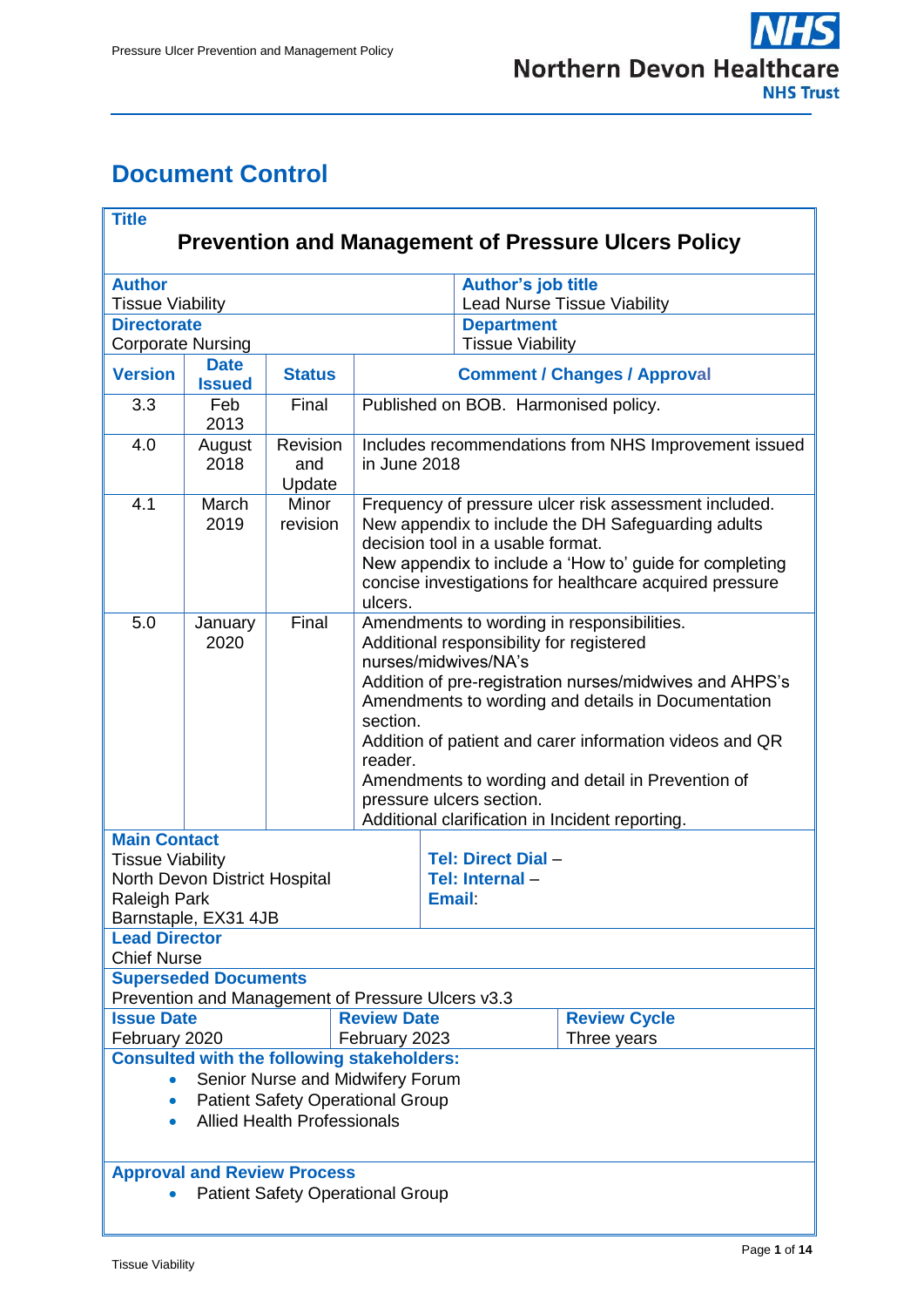# Document Control

| **Title** | | | |
|---|---|---|---|
| **Prevention and Management of Pressure Ulcers Policy** | | | |
| **Author**<br>Tissue Viability | | **Author's job title**<br>Lead Nurse Tissue Viability | |
| **Directorate**<br>Corporate Nursing | | **Department**<br>Tissue Viability | |
| **Version** | **Date Issued** | **Status** | **Comment / Changes / Approval** |
| 3.3 | Feb 2013 | Final | Published on BOB. Harmonised policy. |
| 4.0 | August 2018 | Revision and Update | Includes recommendations from NHS Improvement issued in June 2018 |
| 4.1 | March 2019 | Minor revision | Frequency of pressure ulcer risk assessment included.<br>New appendix to include the DH Safeguarding adults decision tool in a usable format.<br>New appendix to include a 'How to' guide for completing concise investigations for healthcare acquired pressure ulcers. |
| 5.0 | January 2020 | Final | Amendments to wording in responsibilities.<br>Additional responsibility for registered nurses/midwives/NA's<br>Addition of pre-registration nurses/midwives and AHPS's<br>Amendments to wording and details in Documentation section.<br>Addition of patient and carer information videos and QR reader.<br>Amendments to wording and detail in Prevention of pressure ulcers section.<br>Additional clarification in Incident reporting. |
| **Main Contact**<br>Tissue Viability<br>North Devon District Hospital<br>Raleigh Park<br>Barnstaple, EX31 4JB | | **Tel: Direct Dial** –<br>**Tel: Internal** –<br>**Email**: | |
| **Lead Director**<br>Chief Nurse | | | |
| **Superseded Documents**<br>Prevention and Management of Pressure Ulcers v3.3 | | | |
| **Issue Date**<br>February 2020 | **Review Date**<br>February 2023 | **Review Cycle**<br>Three years | |
| **Consulted with the following stakeholders:**<br>• Senior Nurse and Midwifery Forum<br>• Patient Safety Operational Group<br>• Allied Health Professionals | | | |
| **Approval and Review Process**<br>• Patient Safety Operational Group | | | |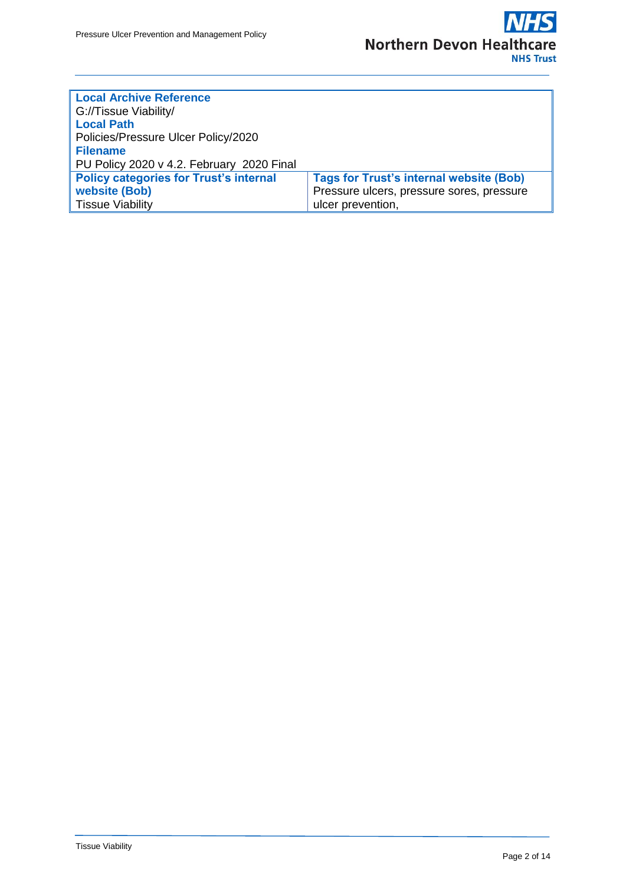| **Local Archive Reference** | |
|---|---|
| G://Tissue Viability/ | |
| **Local Path** | |
| Policies/Pressure Ulcer Policy/2020 | |
| **Filename** | |
| PU Policy 2020 v 4.2. February 2020 Final | |
| **Policy categories for Trust's internal website (Bob)** | **Tags for Trust's internal website (Bob)** |
| Tissue Viability | Pressure ulcers, pressure sores, pressure ulcer prevention, |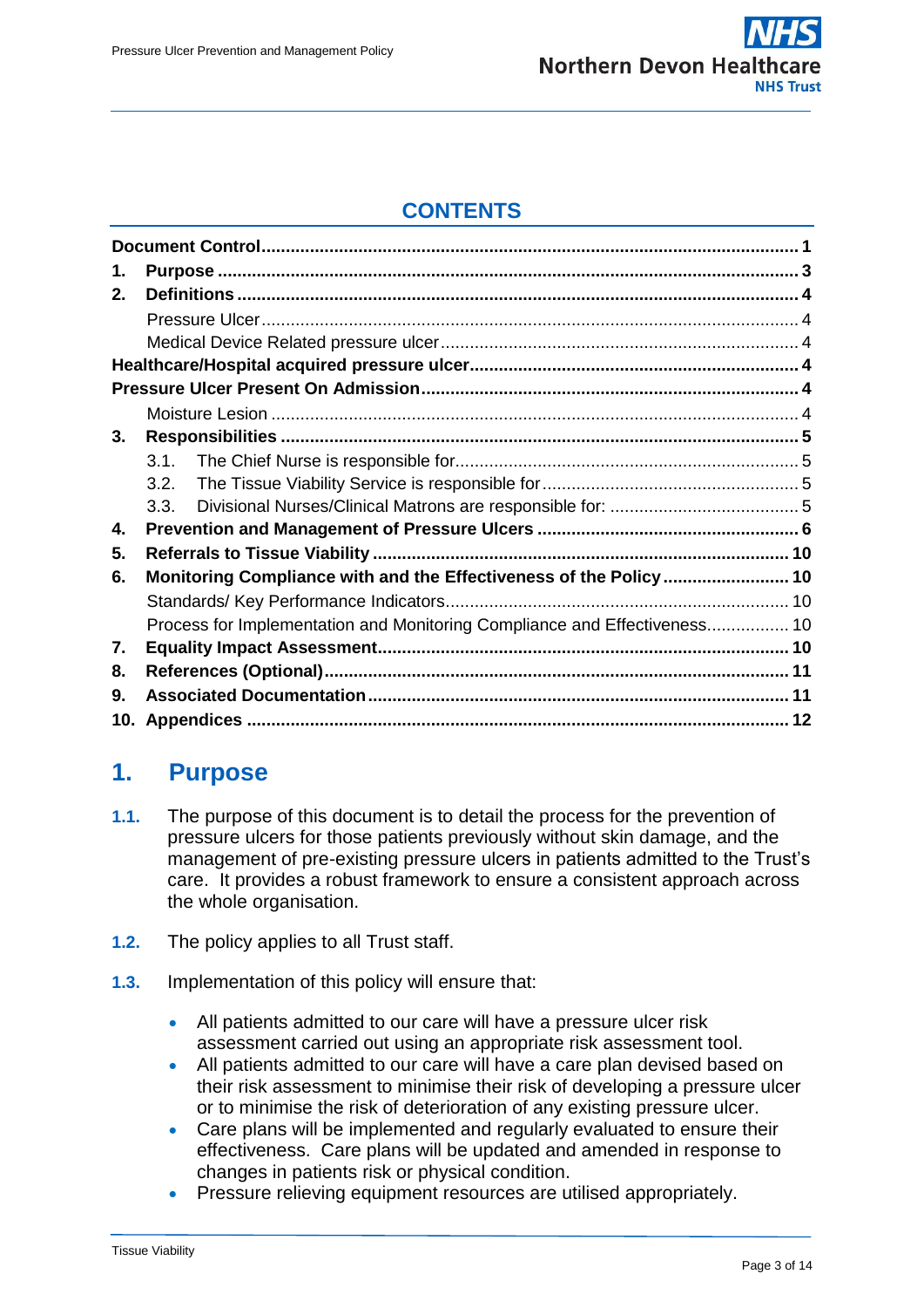## CONTENTS

| | | |
|---|---|---|
| **Document Control** | | **1** |
| **1.** | **Purpose** | **3** |
| **2.** | **Definitions** | **4** |
| | Pressure Ulcer | 4 |
| | Medical Device Related pressure ulcer | 4 |
| **Healthcare/Hospital acquired pressure ulcer** | | **4** |
| **Pressure Ulcer Present On Admission** | | **4** |
| | Moisture Lesion | 4 |
| **3.** | **Responsibilities** | **5** |
| | 3.1. The Chief Nurse is responsible for | 5 |
| | 3.2. The Tissue Viability Service is responsible for | 5 |
| | 3.3. Divisional Nurses/Clinical Matrons are responsible for: | 5 |
| **4.** | **Prevention and Management of Pressure Ulcers** | **6** |
| **5.** | **Referrals to Tissue Viability** | **10** |
| **6.** | **Monitoring Compliance with and the Effectiveness of the Policy** | **10** |
| | Standards/ Key Performance Indicators | 10 |
| | Process for Implementation and Monitoring Compliance and Effectiveness | 10 |
| **7.** | **Equality Impact Assessment** | **10** |
| **8.** | **References (Optional)** | **11** |
| **9.** | **Associated Documentation** | **11** |
| **10.** | **Appendices** | **12** |

# 1. Purpose

**1.1.** The purpose of this document is to detail the process for the prevention of pressure ulcers for those patients previously without skin damage, and the management of pre-existing pressure ulcers in patients admitted to the Trust's care. It provides a robust framework to ensure a consistent approach across the whole organisation.

**1.2.** The policy applies to all Trust staff.

**1.3.** Implementation of this policy will ensure that:

- All patients admitted to our care will have a pressure ulcer risk assessment carried out using an appropriate risk assessment tool.
- All patients admitted to our care will have a care plan devised based on their risk assessment to minimise their risk of developing a pressure ulcer or to minimise the risk of deterioration of any existing pressure ulcer.
- Care plans will be implemented and regularly evaluated to ensure their effectiveness. Care plans will be updated and amended in response to changes in patients risk or physical condition.
- Pressure relieving equipment resources are utilised appropriately.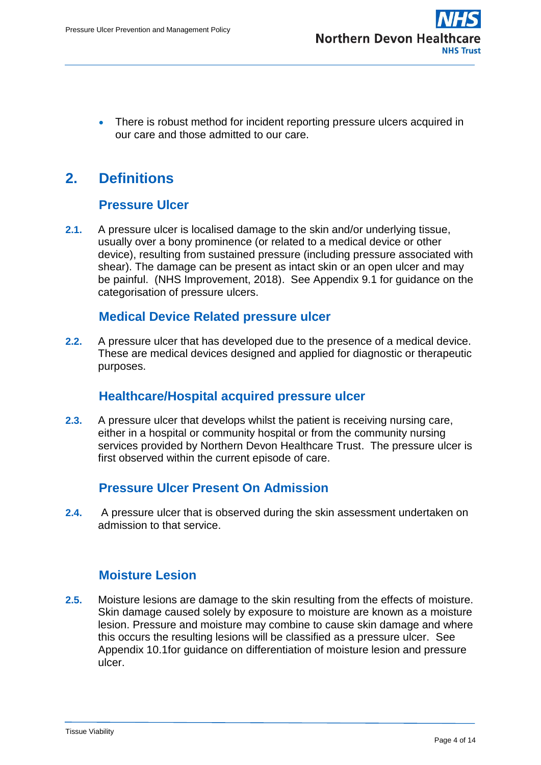- There is robust method for incident reporting pressure ulcers acquired in our care and those admitted to our care.

## 2. Definitions

### Pressure Ulcer

**2.1.** A pressure ulcer is localised damage to the skin and/or underlying tissue, usually over a bony prominence (or related to a medical device or other device), resulting from sustained pressure (including pressure associated with shear). The damage can be present as intact skin or an open ulcer and may be painful. (NHS Improvement, 2018). See Appendix 9.1 for guidance on the categorisation of pressure ulcers.

### Medical Device Related pressure ulcer

**2.2.** A pressure ulcer that has developed due to the presence of a medical device. These are medical devices designed and applied for diagnostic or therapeutic purposes.

### Healthcare/Hospital acquired pressure ulcer

**2.3.** A pressure ulcer that develops whilst the patient is receiving nursing care, either in a hospital or community hospital or from the community nursing services provided by Northern Devon Healthcare Trust. The pressure ulcer is first observed within the current episode of care.

### Pressure Ulcer Present On Admission

**2.4.** A pressure ulcer that is observed during the skin assessment undertaken on admission to that service.

### Moisture Lesion

**2.5.** Moisture lesions are damage to the skin resulting from the effects of moisture. Skin damage caused solely by exposure to moisture are known as a moisture lesion. Pressure and moisture may combine to cause skin damage and where this occurs the resulting lesions will be classified as a pressure ulcer. See Appendix 10.1for guidance on differentiation of moisture lesion and pressure ulcer.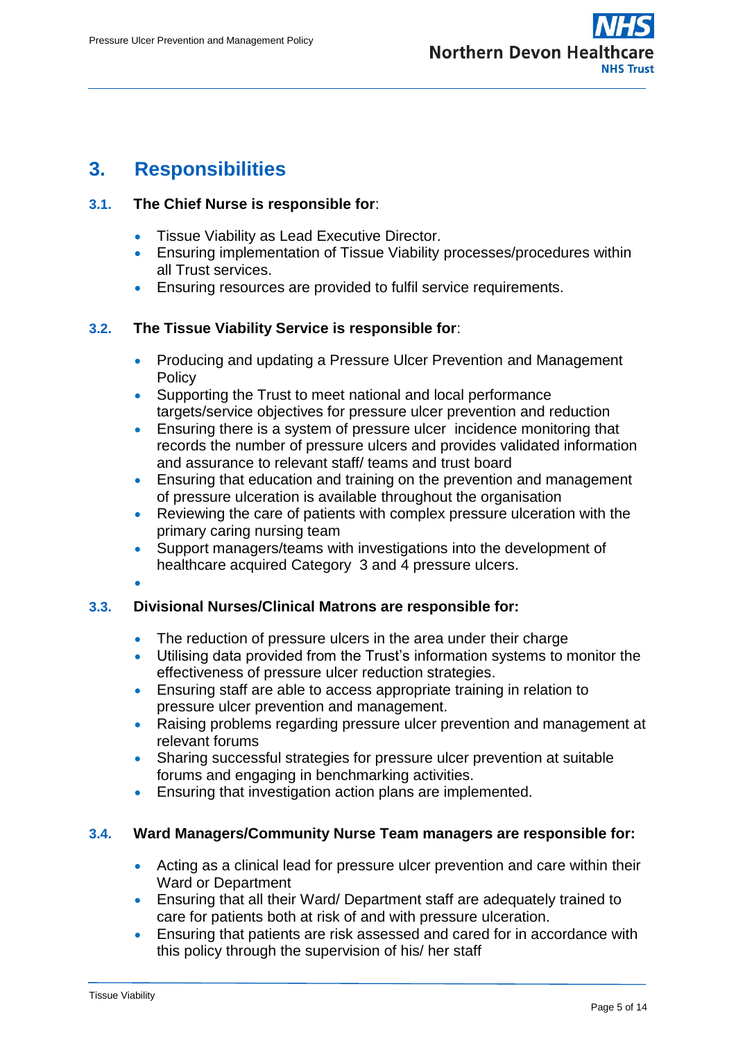# 3. Responsibilities

## 3.1. The Chief Nurse is responsible for:

- Tissue Viability as Lead Executive Director.
- Ensuring implementation of Tissue Viability processes/procedures within all Trust services.
- Ensuring resources are provided to fulfil service requirements.

## 3.2. The Tissue Viability Service is responsible for:

- Producing and updating a Pressure Ulcer Prevention and Management Policy
- Supporting the Trust to meet national and local performance targets/service objectives for pressure ulcer prevention and reduction
- Ensuring there is a system of pressure ulcer incidence monitoring that records the number of pressure ulcers and provides validated information and assurance to relevant staff/ teams and trust board
- Ensuring that education and training on the prevention and management of pressure ulceration is available throughout the organisation
- Reviewing the care of patients with complex pressure ulceration with the primary caring nursing team
- Support managers/teams with investigations into the development of healthcare acquired Category 3 and 4 pressure ulcers.

## 3.3. Divisional Nurses/Clinical Matrons are responsible for:

- The reduction of pressure ulcers in the area under their charge
- Utilising data provided from the Trust's information systems to monitor the effectiveness of pressure ulcer reduction strategies.
- Ensuring staff are able to access appropriate training in relation to pressure ulcer prevention and management.
- Raising problems regarding pressure ulcer prevention and management at relevant forums
- Sharing successful strategies for pressure ulcer prevention at suitable forums and engaging in benchmarking activities.
- Ensuring that investigation action plans are implemented.

## 3.4. Ward Managers/Community Nurse Team managers are responsible for:

- Acting as a clinical lead for pressure ulcer prevention and care within their Ward or Department
- Ensuring that all their Ward/ Department staff are adequately trained to care for patients both at risk of and with pressure ulceration.
- Ensuring that patients are risk assessed and cared for in accordance with this policy through the supervision of his/ her staff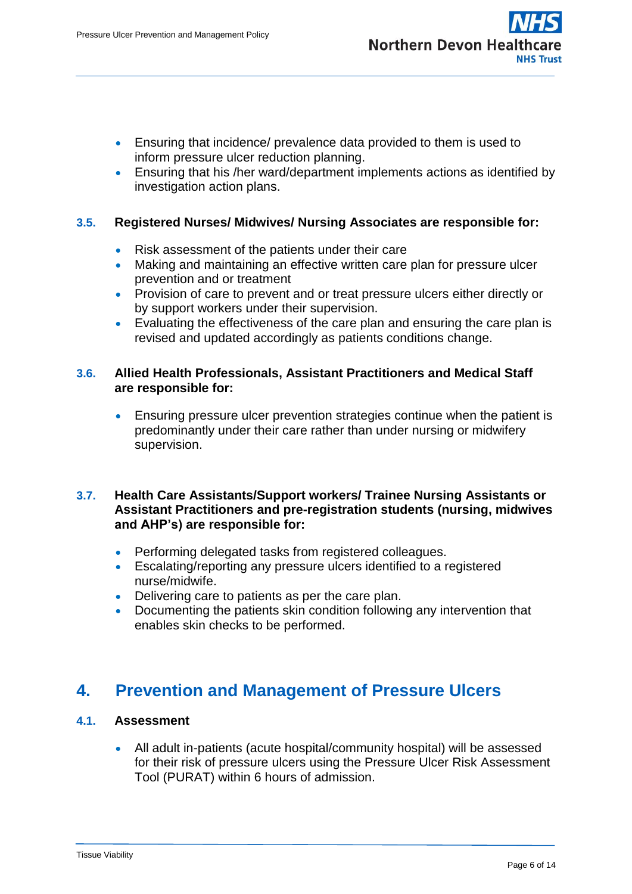- Ensuring that incidence/ prevalence data provided to them is used to inform pressure ulcer reduction planning.
- Ensuring that his /her ward/department implements actions as identified by investigation action plans.

### 3.5. Registered Nurses/ Midwives/ Nursing Associates are responsible for:

- Risk assessment of the patients under their care
- Making and maintaining an effective written care plan for pressure ulcer prevention and or treatment
- Provision of care to prevent and or treat pressure ulcers either directly or by support workers under their supervision.
- Evaluating the effectiveness of the care plan and ensuring the care plan is revised and updated accordingly as patients conditions change.

### 3.6. Allied Health Professionals, Assistant Practitioners and Medical Staff are responsible for:

- Ensuring pressure ulcer prevention strategies continue when the patient is predominantly under their care rather than under nursing or midwifery supervision.

### 3.7. Health Care Assistants/Support workers/ Trainee Nursing Assistants or Assistant Practitioners and pre-registration students (nursing, midwives and AHP's) are responsible for:

- Performing delegated tasks from registered colleagues.
- Escalating/reporting any pressure ulcers identified to a registered nurse/midwife.
- Delivering care to patients as per the care plan.
- Documenting the patients skin condition following any intervention that enables skin checks to be performed.

## 4. Prevention and Management of Pressure Ulcers

### 4.1. Assessment

- All adult in-patients (acute hospital/community hospital) will be assessed for their risk of pressure ulcers using the Pressure Ulcer Risk Assessment Tool (PURAT) within 6 hours of admission.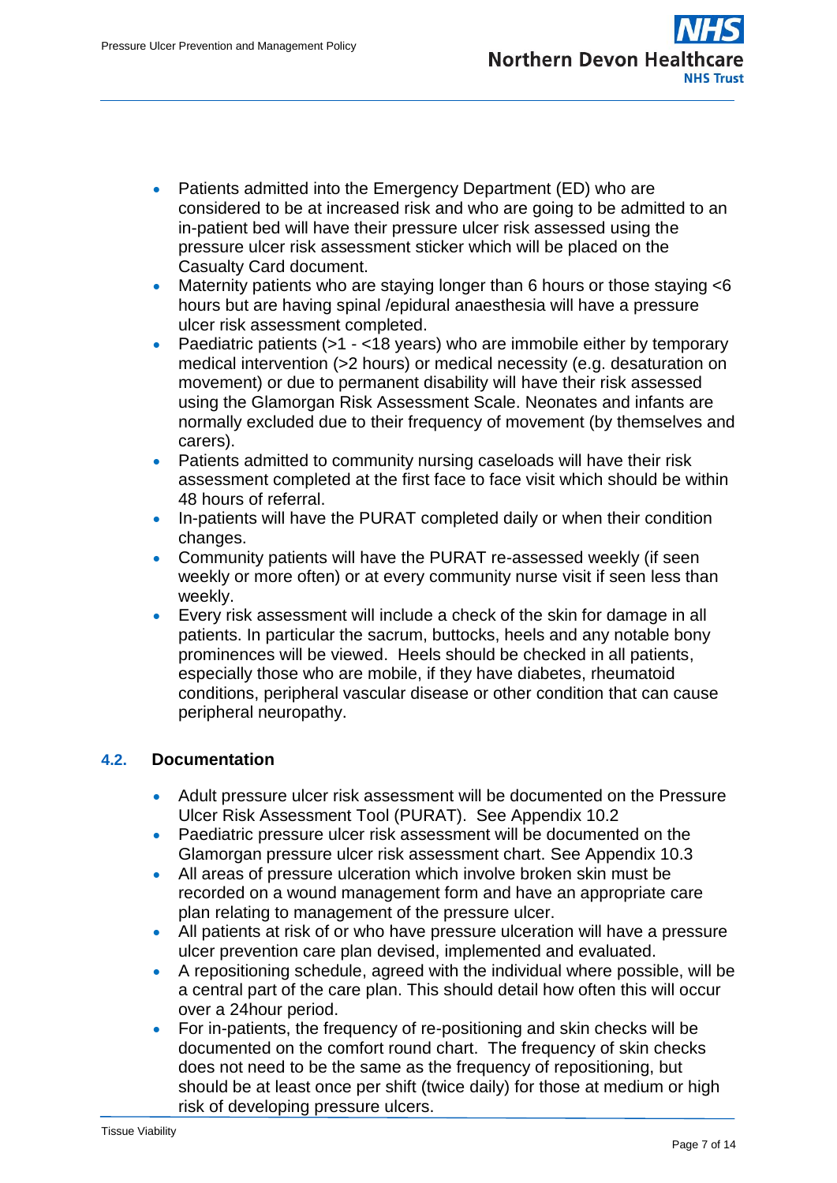- Patients admitted into the Emergency Department (ED) who are considered to be at increased risk and who are going to be admitted to an in-patient bed will have their pressure ulcer risk assessed using the pressure ulcer risk assessment sticker which will be placed on the Casualty Card document.
- Maternity patients who are staying longer than 6 hours or those staying <6 hours but are having spinal /epidural anaesthesia will have a pressure ulcer risk assessment completed.
- Paediatric patients (>1 - <18 years) who are immobile either by temporary medical intervention (>2 hours) or medical necessity (e.g. desaturation on movement) or due to permanent disability will have their risk assessed using the Glamorgan Risk Assessment Scale. Neonates and infants are normally excluded due to their frequency of movement (by themselves and carers).
- Patients admitted to community nursing caseloads will have their risk assessment completed at the first face to face visit which should be within 48 hours of referral.
- In-patients will have the PURAT completed daily or when their condition changes.
- Community patients will have the PURAT re-assessed weekly (if seen weekly or more often) or at every community nurse visit if seen less than weekly.
- Every risk assessment will include a check of the skin for damage in all patients. In particular the sacrum, buttocks, heels and any notable bony prominences will be viewed. Heels should be checked in all patients, especially those who are mobile, if they have diabetes, rheumatoid conditions, peripheral vascular disease or other condition that can cause peripheral neuropathy.

### 4.2. Documentation

- Adult pressure ulcer risk assessment will be documented on the Pressure Ulcer Risk Assessment Tool (PURAT). See Appendix 10.2
- Paediatric pressure ulcer risk assessment will be documented on the Glamorgan pressure ulcer risk assessment chart. See Appendix 10.3
- All areas of pressure ulceration which involve broken skin must be recorded on a wound management form and have an appropriate care plan relating to management of the pressure ulcer.
- All patients at risk of or who have pressure ulceration will have a pressure ulcer prevention care plan devised, implemented and evaluated.
- A repositioning schedule, agreed with the individual where possible, will be a central part of the care plan. This should detail how often this will occur over a 24hour period.
- For in-patients, the frequency of re-positioning and skin checks will be documented on the comfort round chart. The frequency of skin checks does not need to be the same as the frequency of repositioning, but should be at least once per shift (twice daily) for those at medium or high risk of developing pressure ulcers.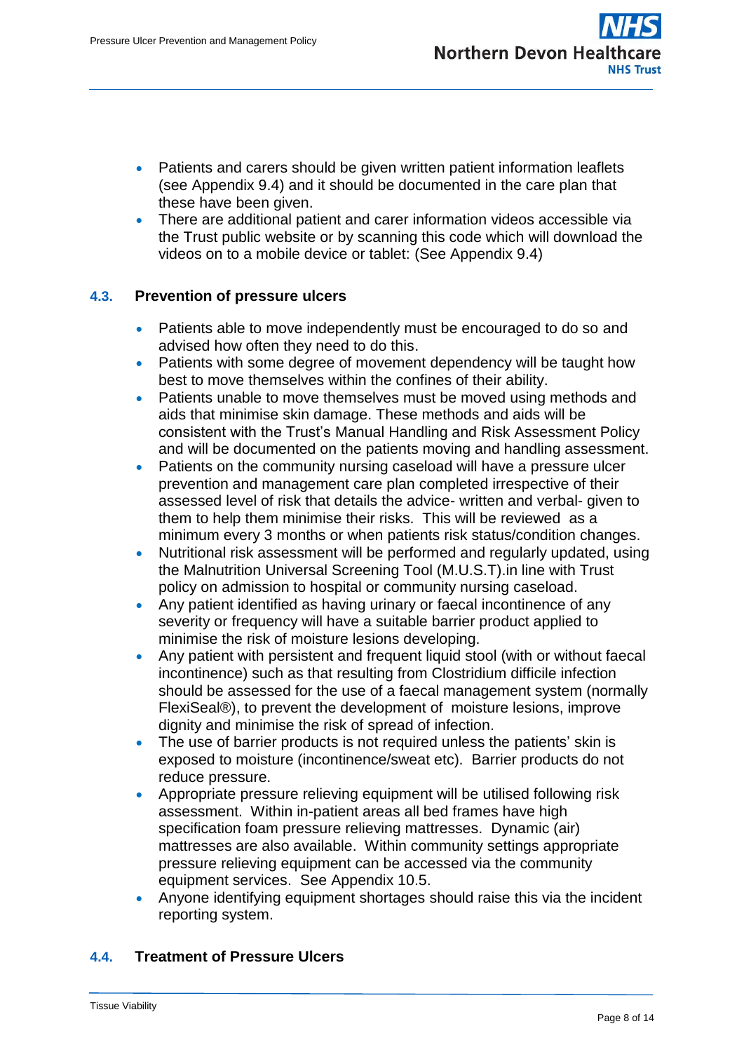- Patients and carers should be given written patient information leaflets (see Appendix 9.4) and it should be documented in the care plan that these have been given.
- There are additional patient and carer information videos accessible via the Trust public website or by scanning this code which will download the videos on to a mobile device or tablet: (See Appendix 9.4)

## 4.3. Prevention of pressure ulcers

- Patients able to move independently must be encouraged to do so and advised how often they need to do this.
- Patients with some degree of movement dependency will be taught how best to move themselves within the confines of their ability.
- Patients unable to move themselves must be moved using methods and aids that minimise skin damage. These methods and aids will be consistent with the Trust's Manual Handling and Risk Assessment Policy and will be documented on the patients moving and handling assessment.
- Patients on the community nursing caseload will have a pressure ulcer prevention and management care plan completed irrespective of their assessed level of risk that details the advice- written and verbal- given to them to help them minimise their risks. This will be reviewed as a minimum every 3 months or when patients risk status/condition changes.
- Nutritional risk assessment will be performed and regularly updated, using the Malnutrition Universal Screening Tool (M.U.S.T).in line with Trust policy on admission to hospital or community nursing caseload.
- Any patient identified as having urinary or faecal incontinence of any severity or frequency will have a suitable barrier product applied to minimise the risk of moisture lesions developing.
- Any patient with persistent and frequent liquid stool (with or without faecal incontinence) such as that resulting from Clostridium difficile infection should be assessed for the use of a faecal management system (normally FlexiSeal®), to prevent the development of moisture lesions, improve dignity and minimise the risk of spread of infection.
- The use of barrier products is not required unless the patients' skin is exposed to moisture (incontinence/sweat etc). Barrier products do not reduce pressure.
- Appropriate pressure relieving equipment will be utilised following risk assessment. Within in-patient areas all bed frames have high specification foam pressure relieving mattresses. Dynamic (air) mattresses are also available. Within community settings appropriate pressure relieving equipment can be accessed via the community equipment services. See Appendix 10.5.
- Anyone identifying equipment shortages should raise this via the incident reporting system.

## 4.4. Treatment of Pressure Ulcers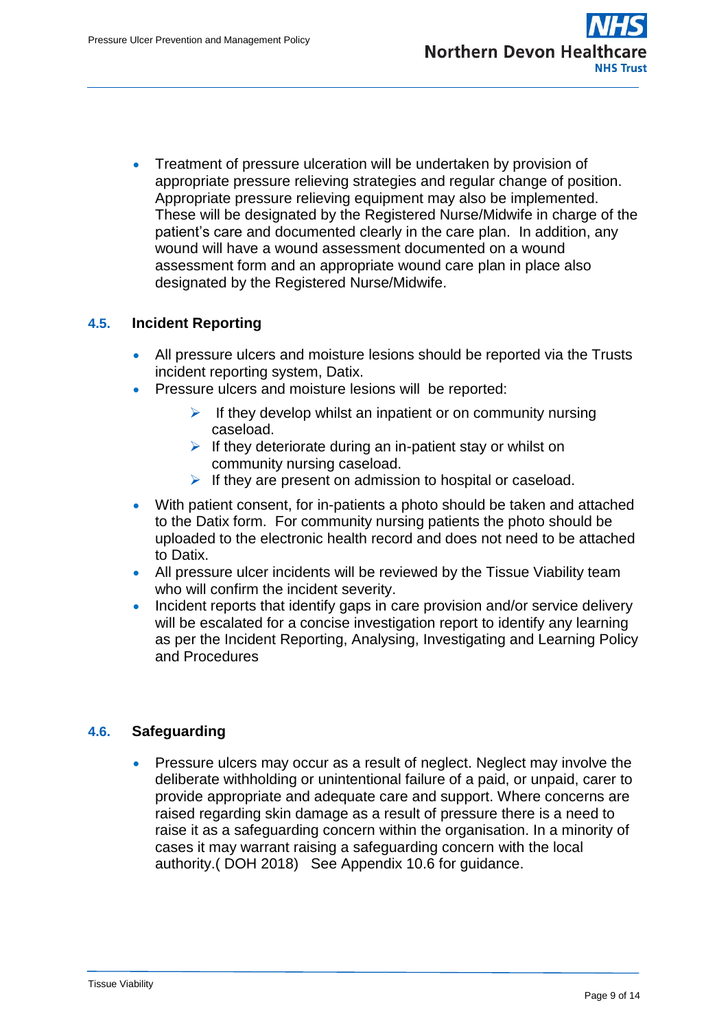- Treatment of pressure ulceration will be undertaken by provision of appropriate pressure relieving strategies and regular change of position. Appropriate pressure relieving equipment may also be implemented. These will be designated by the Registered Nurse/Midwife in charge of the patient's care and documented clearly in the care plan. In addition, any wound will have a wound assessment documented on a wound assessment form and an appropriate wound care plan in place also designated by the Registered Nurse/Midwife.

## 4.5. Incident Reporting

- All pressure ulcers and moisture lesions should be reported via the Trusts incident reporting system, Datix.
- Pressure ulcers and moisture lesions will be reported:
  - If they develop whilst an inpatient or on community nursing caseload.
  - If they deteriorate during an in-patient stay or whilst on community nursing caseload.
  - If they are present on admission to hospital or caseload.
- With patient consent, for in-patients a photo should be taken and attached to the Datix form. For community nursing patients the photo should be uploaded to the electronic health record and does not need to be attached to Datix.
- All pressure ulcer incidents will be reviewed by the Tissue Viability team who will confirm the incident severity.
- Incident reports that identify gaps in care provision and/or service delivery will be escalated for a concise investigation report to identify any learning as per the Incident Reporting, Analysing, Investigating and Learning Policy and Procedures

## 4.6. Safeguarding

- Pressure ulcers may occur as a result of neglect. Neglect may involve the deliberate withholding or unintentional failure of a paid, or unpaid, carer to provide appropriate and adequate care and support. Where concerns are raised regarding skin damage as a result of pressure there is a need to raise it as a safeguarding concern within the organisation. In a minority of cases it may warrant raising a safeguarding concern with the local authority.( DOH 2018) See Appendix 10.6 for guidance.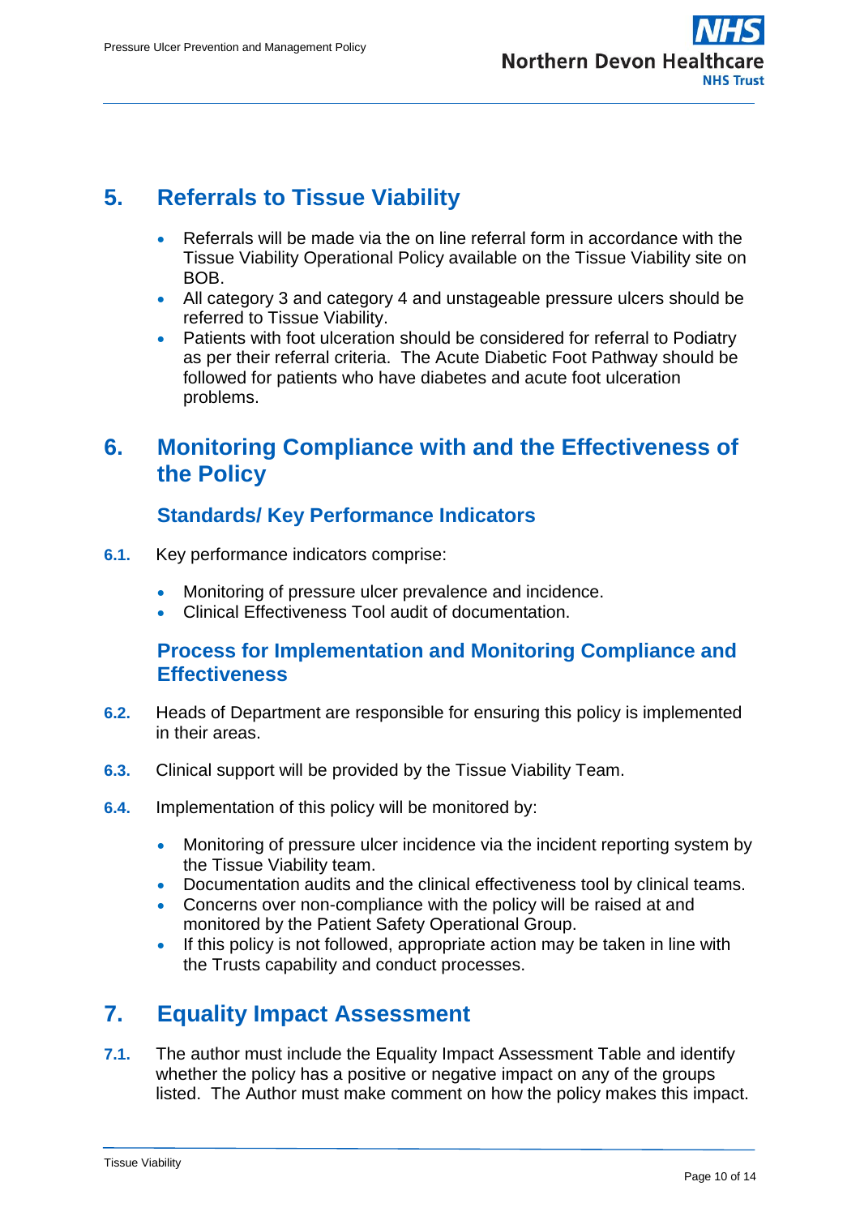## 5. Referrals to Tissue Viability

- Referrals will be made via the on line referral form in accordance with the Tissue Viability Operational Policy available on the Tissue Viability site on BOB.
- All category 3 and category 4 and unstageable pressure ulcers should be referred to Tissue Viability.
- Patients with foot ulceration should be considered for referral to Podiatry as per their referral criteria. The Acute Diabetic Foot Pathway should be followed for patients who have diabetes and acute foot ulceration problems.

## 6. Monitoring Compliance with and the Effectiveness of the Policy

### Standards/ Key Performance Indicators

**6.1.** Key performance indicators comprise:

- Monitoring of pressure ulcer prevalence and incidence.
- Clinical Effectiveness Tool audit of documentation.

### Process for Implementation and Monitoring Compliance and Effectiveness

**6.2.** Heads of Department are responsible for ensuring this policy is implemented in their areas.

**6.3.** Clinical support will be provided by the Tissue Viability Team.

**6.4.** Implementation of this policy will be monitored by:

- Monitoring of pressure ulcer incidence via the incident reporting system by the Tissue Viability team.
- Documentation audits and the clinical effectiveness tool by clinical teams.
- Concerns over non-compliance with the policy will be raised at and monitored by the Patient Safety Operational Group.
- If this policy is not followed, appropriate action may be taken in line with the Trusts capability and conduct processes.

## 7. Equality Impact Assessment

**7.1.** The author must include the Equality Impact Assessment Table and identify whether the policy has a positive or negative impact on any of the groups listed. The Author must make comment on how the policy makes this impact.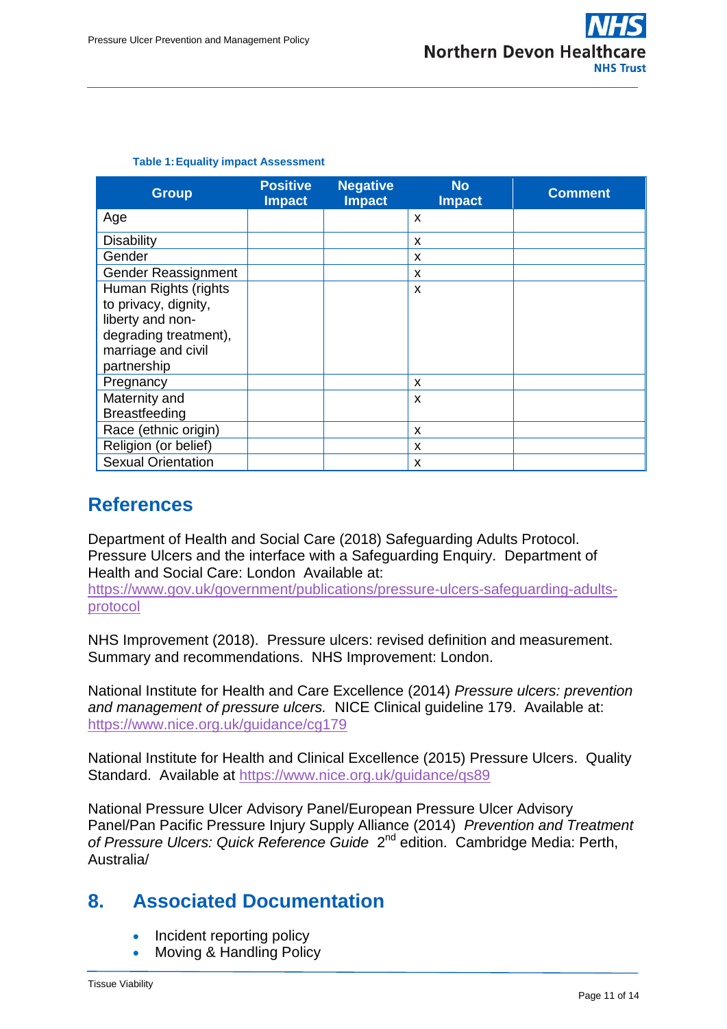**Table 1: Equality impact Assessment**

| Group | Positive Impact | Negative Impact | No Impact | Comment |
|---|---|---|---|---|
| Age | | | x | |
| Disability | | | x | |
| Gender | | | x | |
| Gender Reassignment | | | x | |
| Human Rights (rights to privacy, dignity, liberty and non-degrading treatment), marriage and civil partnership | | | x | |
| Pregnancy | | | x | |
| Maternity and Breastfeeding | | | x | |
| Race (ethnic origin) | | | x | |
| Religion (or belief) | | | x | |
| Sexual Orientation | | | x | |

## References

Department of Health and Social Care (2018) Safeguarding Adults Protocol. Pressure Ulcers and the interface with a Safeguarding Enquiry. Department of Health and Social Care: London Available at: https://www.gov.uk/government/publications/pressure-ulcers-safeguarding-adults-protocol

NHS Improvement (2018). Pressure ulcers: revised definition and measurement. Summary and recommendations. NHS Improvement: London.

National Institute for Health and Care Excellence (2014) *Pressure ulcers: prevention and management of pressure ulcers.* NICE Clinical guideline 179. Available at: https://www.nice.org.uk/guidance/cg179

National Institute for Health and Clinical Excellence (2015) Pressure Ulcers. Quality Standard. Available at https://www.nice.org.uk/guidance/qs89

National Pressure Ulcer Advisory Panel/European Pressure Ulcer Advisory Panel/Pan Pacific Pressure Injury Supply Alliance (2014) *Prevention and Treatment of Pressure Ulcers: Quick Reference Guide* 2nd edition. Cambridge Media: Perth, Australia/

## 8. Associated Documentation

- Incident reporting policy
- Moving & Handling Policy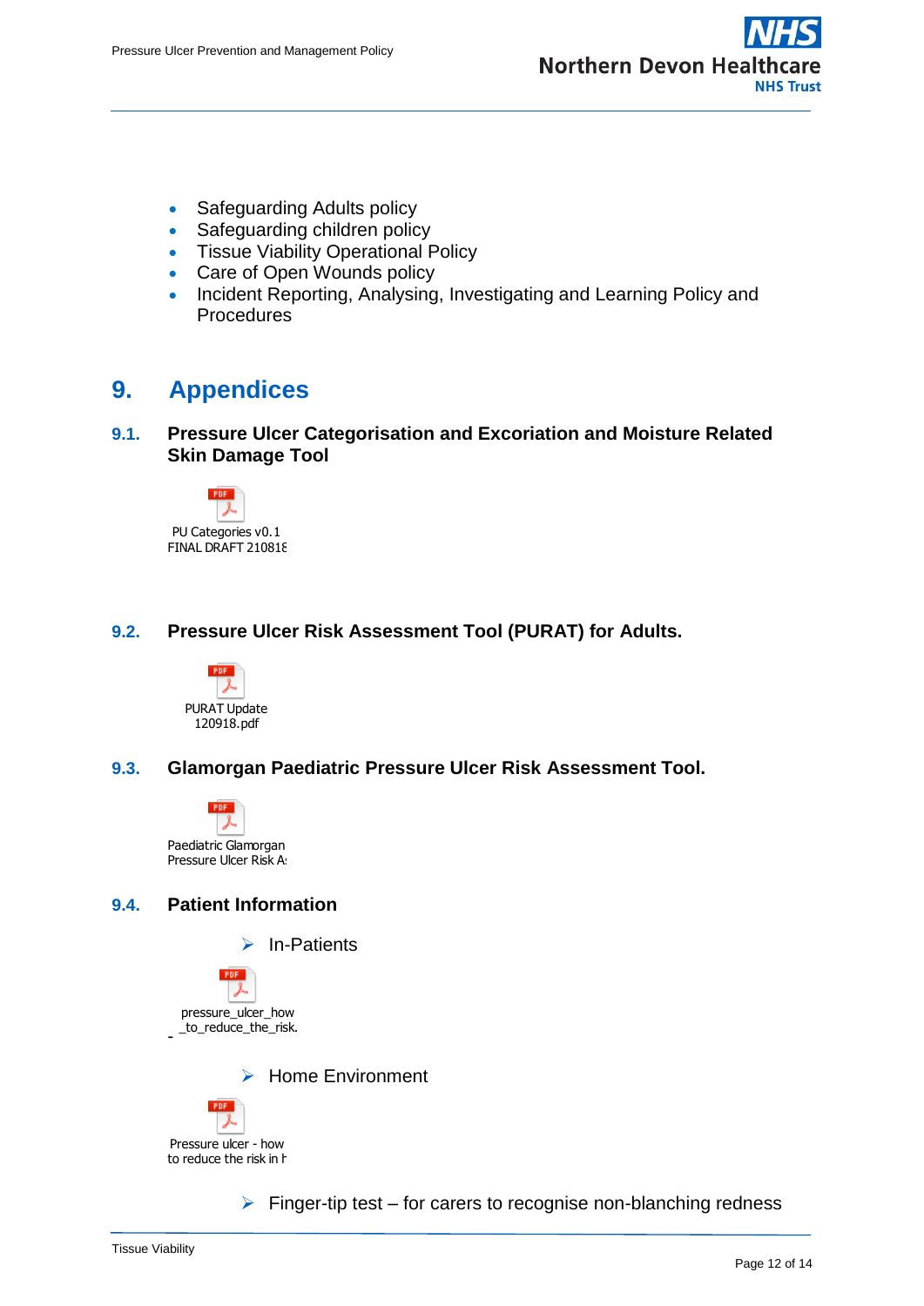- Safeguarding Adults policy
- Safeguarding children policy
- Tissue Viability Operational Policy
- Care of Open Wounds policy
- Incident Reporting, Analysing, Investigating and Learning Policy and Procedures

# 9. Appendices

## 9.1. Pressure Ulcer Categorisation and Excoriation and Moisture Related Skin Damage Tool

PU Categories v0.1 FINAL DRAFT 210818

## 9.2. Pressure Ulcer Risk Assessment Tool (PURAT) for Adults.

PURAT Update 120918.pdf

## 9.3. Glamorgan Paediatric Pressure Ulcer Risk Assessment Tool.

Paediatric Glamorgan Pressure Ulcer Risk As

## 9.4. Patient Information

- In-Patients

pressure_ulcer_how_to_reduce_the_risk.

- Home Environment

Pressure ulcer - how to reduce the risk in h

- Finger-tip test – for carers to recognise non-blanching redness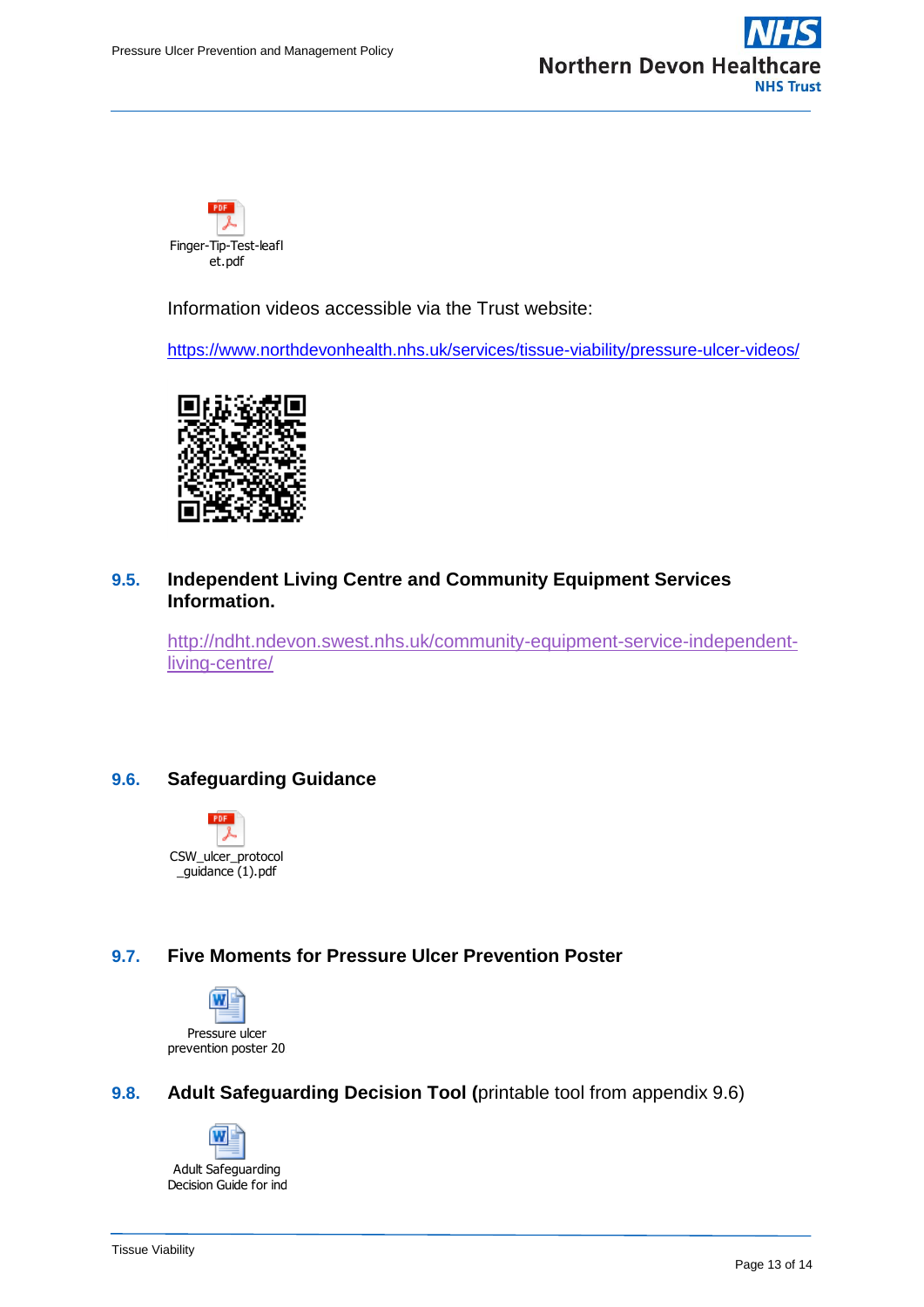Finger-Tip-Test-leaflet.pdf

Information videos accessible via the Trust website:

https://www.northdevonhealth.nhs.uk/services/tissue-viability/pressure-ulcer-videos/

## 9.5. Independent Living Centre and Community Equipment Services Information.

http://ndht.ndevon.swest.nhs.uk/community-equipment-service-independent-living-centre/

## 9.6. Safeguarding Guidance

CSW_ulcer_protocol_guidance (1).pdf

## 9.7. Five Moments for Pressure Ulcer Prevention Poster

Pressure ulcer prevention poster 20

## 9.8. Adult Safeguarding Decision Tool (printable tool from appendix 9.6)

Adult Safeguarding Decision Guide for ind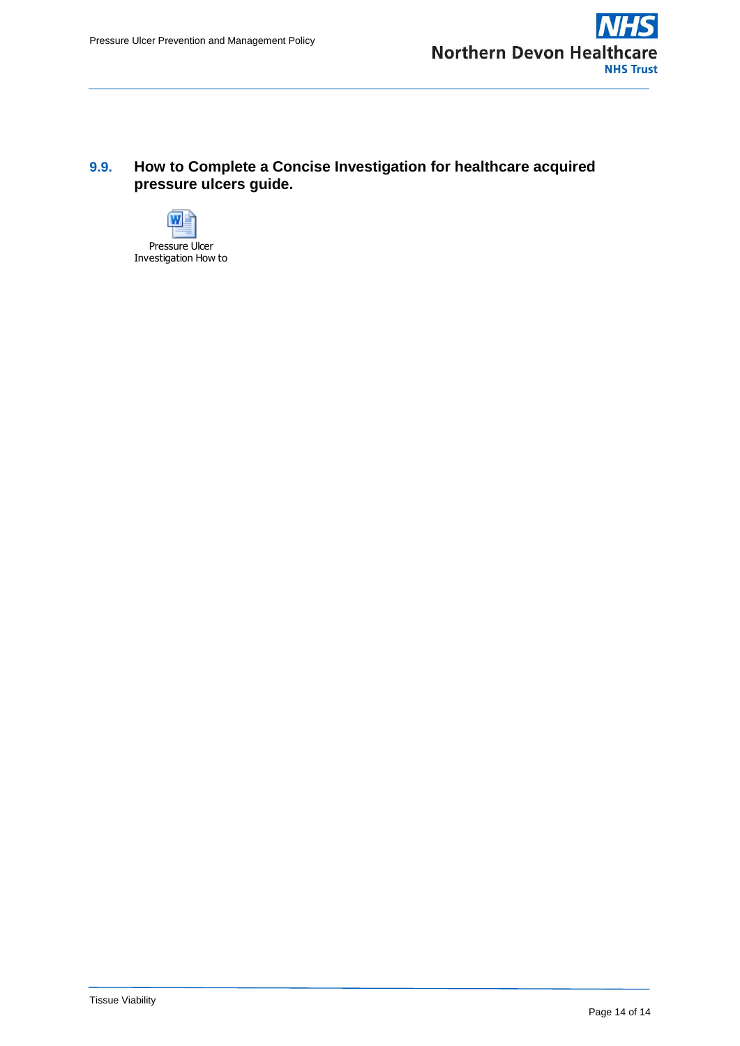## 9.9. How to Complete a Concise Investigation for healthcare acquired pressure ulcers guide.

Pressure Ulcer Investigation How to